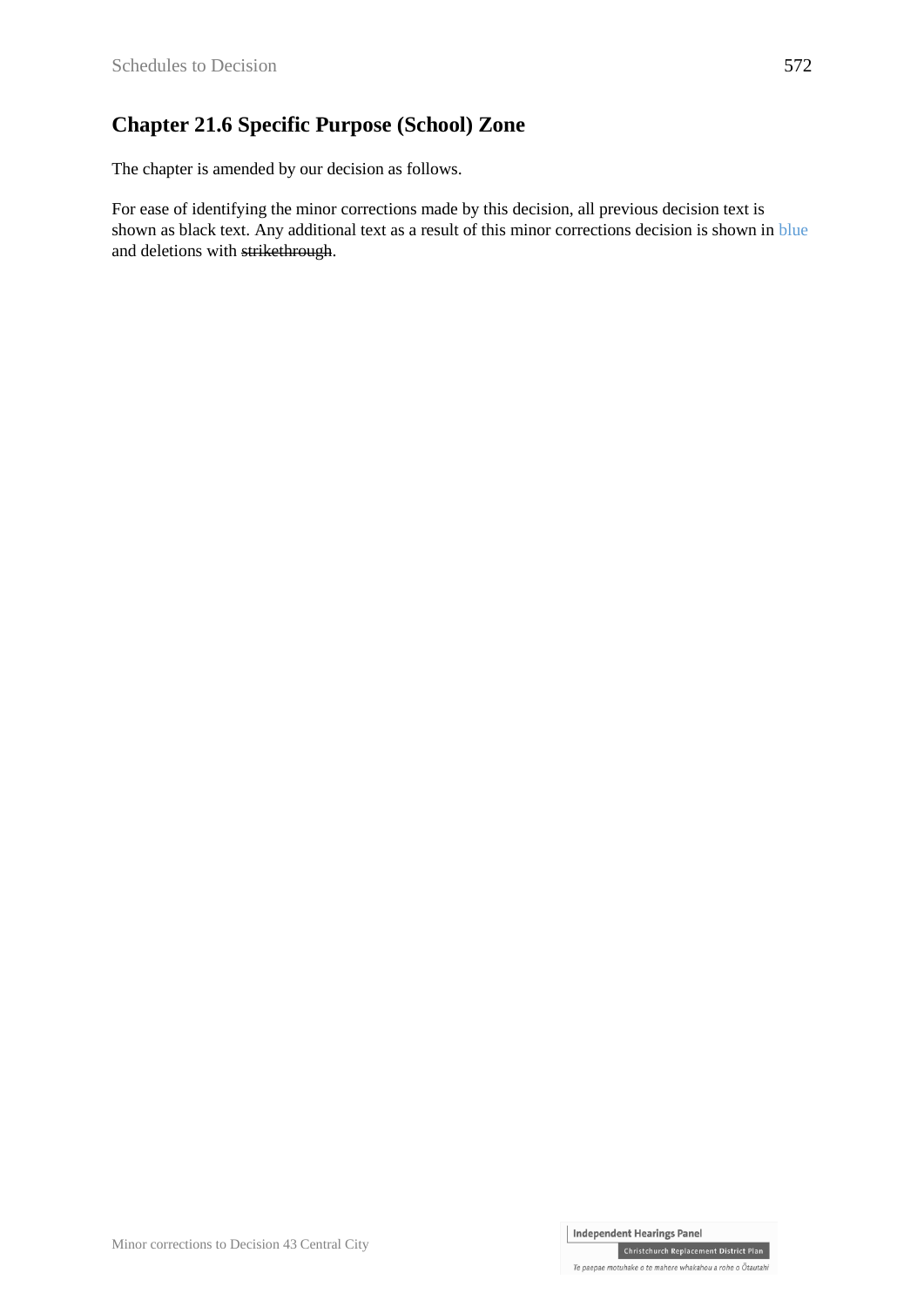# Chapter 21.6 Specific Purpose (School) Zone

The chapter is amended by our decision as follows.

For ease of identifying the minor corrections made by this decision, all previous decision text is shown as black text. Any additional text as a result of this minor corrections decision is shown in blue and deletions with ~~strikethrough~~.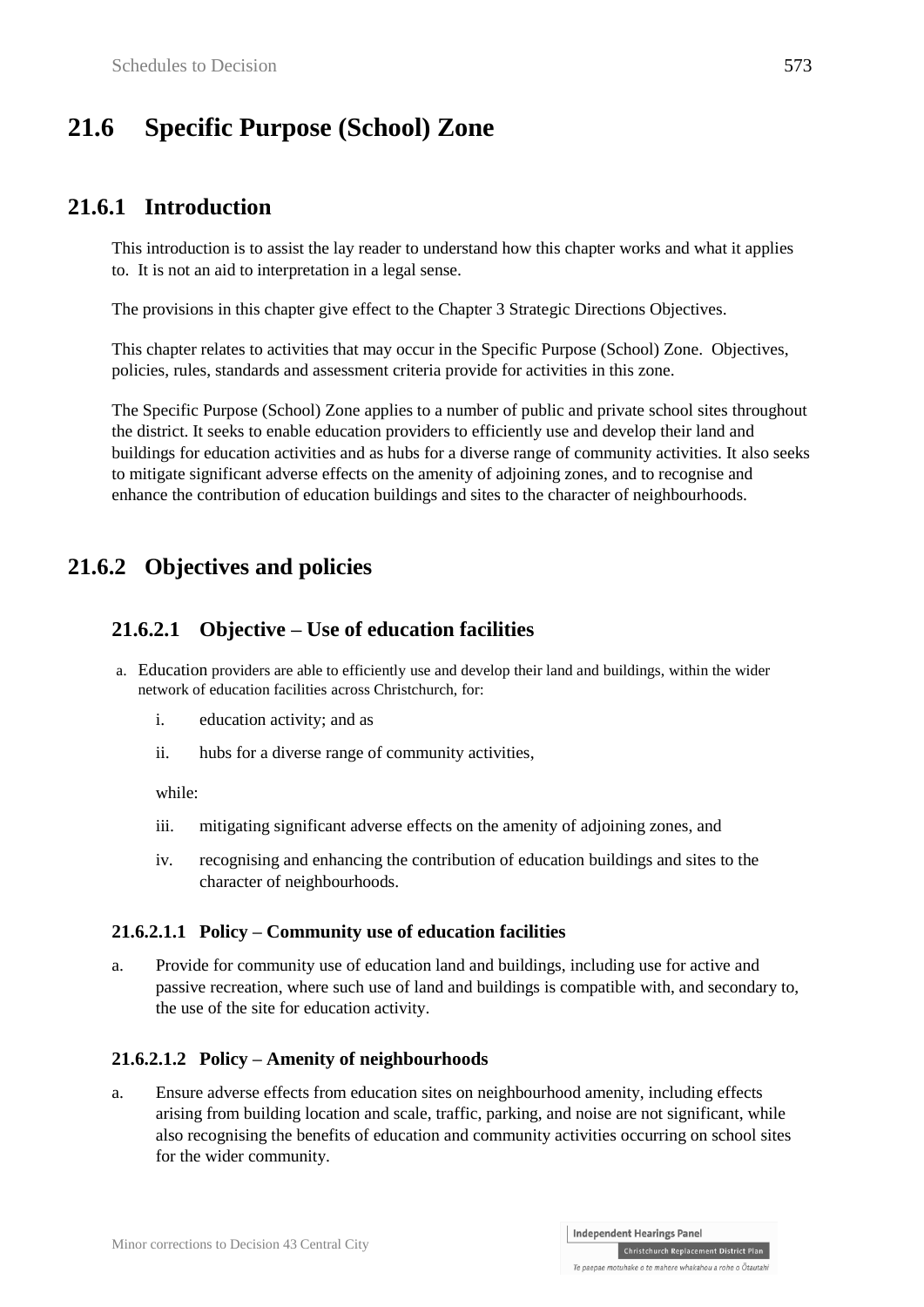# 21.6 Specific Purpose (School) Zone

## 21.6.1 Introduction

This introduction is to assist the lay reader to understand how this chapter works and what it applies to. It is not an aid to interpretation in a legal sense.

The provisions in this chapter give effect to the Chapter 3 Strategic Directions Objectives.

This chapter relates to activities that may occur in the Specific Purpose (School) Zone. Objectives, policies, rules, standards and assessment criteria provide for activities in this zone.

The Specific Purpose (School) Zone applies to a number of public and private school sites throughout the district. It seeks to enable education providers to efficiently use and develop their land and buildings for education activities and as hubs for a diverse range of community activities. It also seeks to mitigate significant adverse effects on the amenity of adjoining zones, and to recognise and enhance the contribution of education buildings and sites to the character of neighbourhoods.

## 21.6.2 Objectives and policies

### 21.6.2.1 Objective – Use of education facilities

a. Education providers are able to efficiently use and develop their land and buildings, within the wider network of education facilities across Christchurch, for:

   i. education activity; and as

   ii. hubs for a diverse range of community activities,

   while:

   iii. mitigating significant adverse effects on the amenity of adjoining zones, and

   iv. recognising and enhancing the contribution of education buildings and sites to the character of neighbourhoods.

#### 21.6.2.1.1 Policy – Community use of education facilities

a. Provide for community use of education land and buildings, including use for active and passive recreation, where such use of land and buildings is compatible with, and secondary to, the use of the site for education activity.

#### 21.6.2.1.2 Policy – Amenity of neighbourhoods

a. Ensure adverse effects from education sites on neighbourhood amenity, including effects arising from building location and scale, traffic, parking, and noise are not significant, while also recognising the benefits of education and community activities occurring on school sites for the wider community.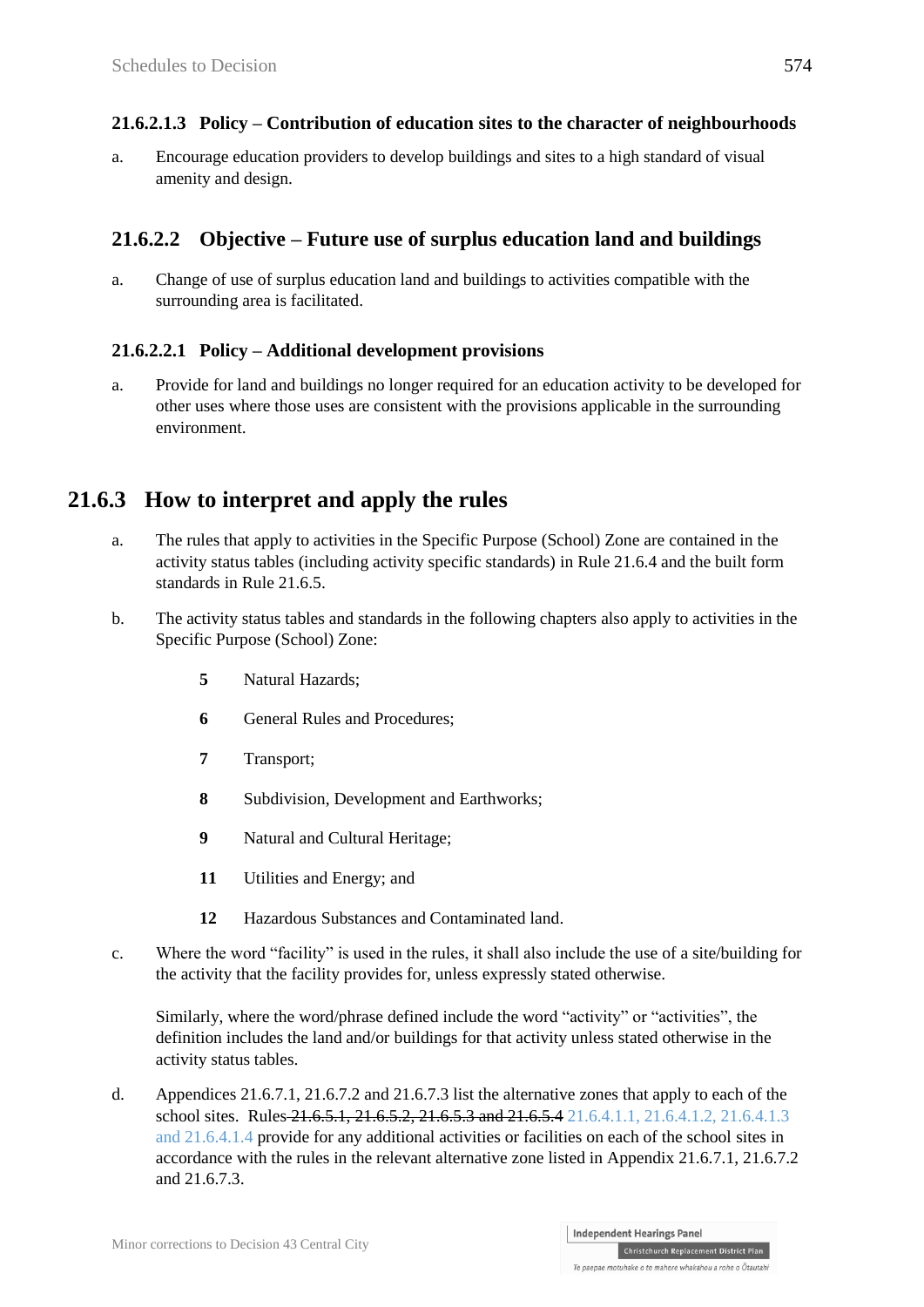#### 21.6.2.1.3 Policy – Contribution of education sites to the character of neighbourhoods

a. Encourage education providers to develop buildings and sites to a high standard of visual amenity and design.

### 21.6.2.2 Objective – Future use of surplus education land and buildings

a. Change of use of surplus education land and buildings to activities compatible with the surrounding area is facilitated.

#### 21.6.2.2.1 Policy – Additional development provisions

a. Provide for land and buildings no longer required for an education activity to be developed for other uses where those uses are consistent with the provisions applicable in the surrounding environment.

## 21.6.3 How to interpret and apply the rules

a. The rules that apply to activities in the Specific Purpose (School) Zone are contained in the activity status tables (including activity specific standards) in Rule 21.6.4 and the built form standards in Rule 21.6.5.

b. The activity status tables and standards in the following chapters also apply to activities in the Specific Purpose (School) Zone:

- **5** Natural Hazards;
- **6** General Rules and Procedures;
- **7** Transport;
- **8** Subdivision, Development and Earthworks;
- **9** Natural and Cultural Heritage;
- **11** Utilities and Energy; and
- **12** Hazardous Substances and Contaminated land.

c. Where the word "facility" is used in the rules, it shall also include the use of a site/building for the activity that the facility provides for, unless expressly stated otherwise.

Similarly, where the word/phrase defined include the word "activity" or "activities", the definition includes the land and/or buildings for that activity unless stated otherwise in the activity status tables.

d. Appendices 21.6.7.1, 21.6.7.2 and 21.6.7.3 list the alternative zones that apply to each of the school sites. Rules ~~21.6.5.1, 21.6.5.2, 21.6.5.3 and 21.6.5.4~~ 21.6.4.1.1, 21.6.4.1.2, 21.6.4.1.3 and 21.6.4.1.4 provide for any additional activities or facilities on each of the school sites in accordance with the rules in the relevant alternative zone listed in Appendix 21.6.7.1, 21.6.7.2 and 21.6.7.3.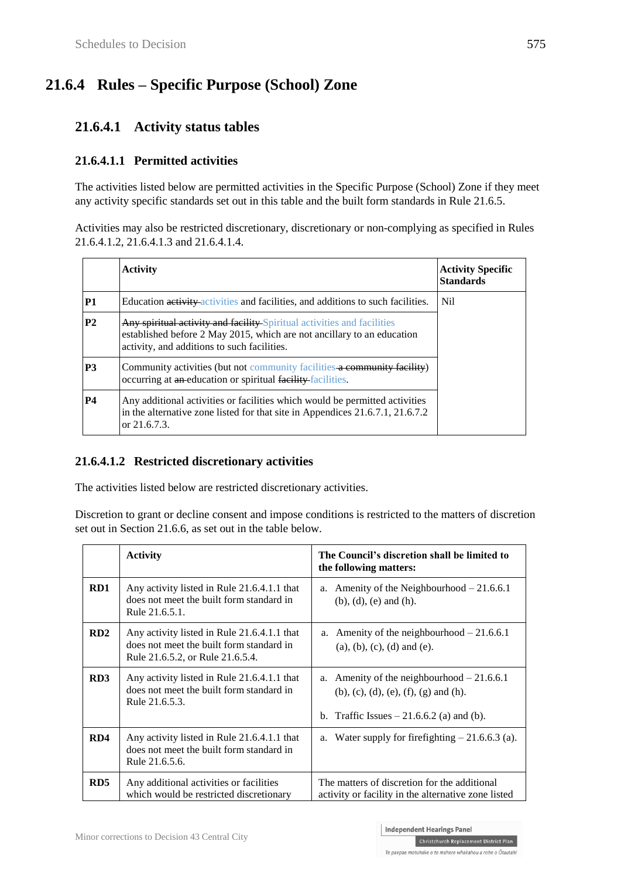## 21.6.4 Rules – Specific Purpose (School) Zone

### 21.6.4.1 Activity status tables

#### 21.6.4.1.1 Permitted activities

The activities listed below are permitted activities in the Specific Purpose (School) Zone if they meet any activity specific standards set out in this table and the built form standards in Rule 21.6.5.

Activities may also be restricted discretionary, discretionary or non-complying as specified in Rules 21.6.4.1.2, 21.6.4.1.3 and 21.6.4.1.4.

| | Activity | Activity Specific Standards |
|---|---|---|
| **P1** | Education ~~activity~~ activities and facilities, and additions to such facilities. | Nil |
| **P2** | ~~Any spiritual activity and facility~~ Spiritual activities and facilities established before 2 May 2015, which are not ancillary to an education activity, and additions to such facilities. | |
| **P3** | Community activities (but not community facilities ~~a community facility~~) occurring at ~~an~~ education or spiritual ~~facility~~ facilities. | |
| **P4** | Any additional activities or facilities which would be permitted activities in the alternative zone listed for that site in Appendices 21.6.7.1, 21.6.7.2 or 21.6.7.3. | |

#### 21.6.4.1.2 Restricted discretionary activities

The activities listed below are restricted discretionary activities.

Discretion to grant or decline consent and impose conditions is restricted to the matters of discretion set out in Section 21.6.6, as set out in the table below.

| | Activity | The Council's discretion shall be limited to the following matters: |
|---|---|---|
| **RD1** | Any activity listed in Rule 21.6.4.1.1 that does not meet the built form standard in Rule 21.6.5.1. | a. Amenity of the Neighbourhood – 21.6.6.1 (b), (d), (e) and (h). |
| **RD2** | Any activity listed in Rule 21.6.4.1.1 that does not meet the built form standard in Rule 21.6.5.2, or Rule 21.6.5.4. | a. Amenity of the neighbourhood – 21.6.6.1 (a), (b), (c), (d) and (e). |
| **RD3** | Any activity listed in Rule 21.6.4.1.1 that does not meet the built form standard in Rule 21.6.5.3. | a. Amenity of the neighbourhood – 21.6.6.1 (b), (c), (d), (e), (f), (g) and (h).<br>b. Traffic Issues – 21.6.6.2 (a) and (b). |
| **RD4** | Any activity listed in Rule 21.6.4.1.1 that does not meet the built form standard in Rule 21.6.5.6. | a. Water supply for firefighting – 21.6.6.3 (a). |
| **RD5** | Any additional activities or facilities which would be restricted discretionary | The matters of discretion for the additional activity or facility in the alternative zone listed |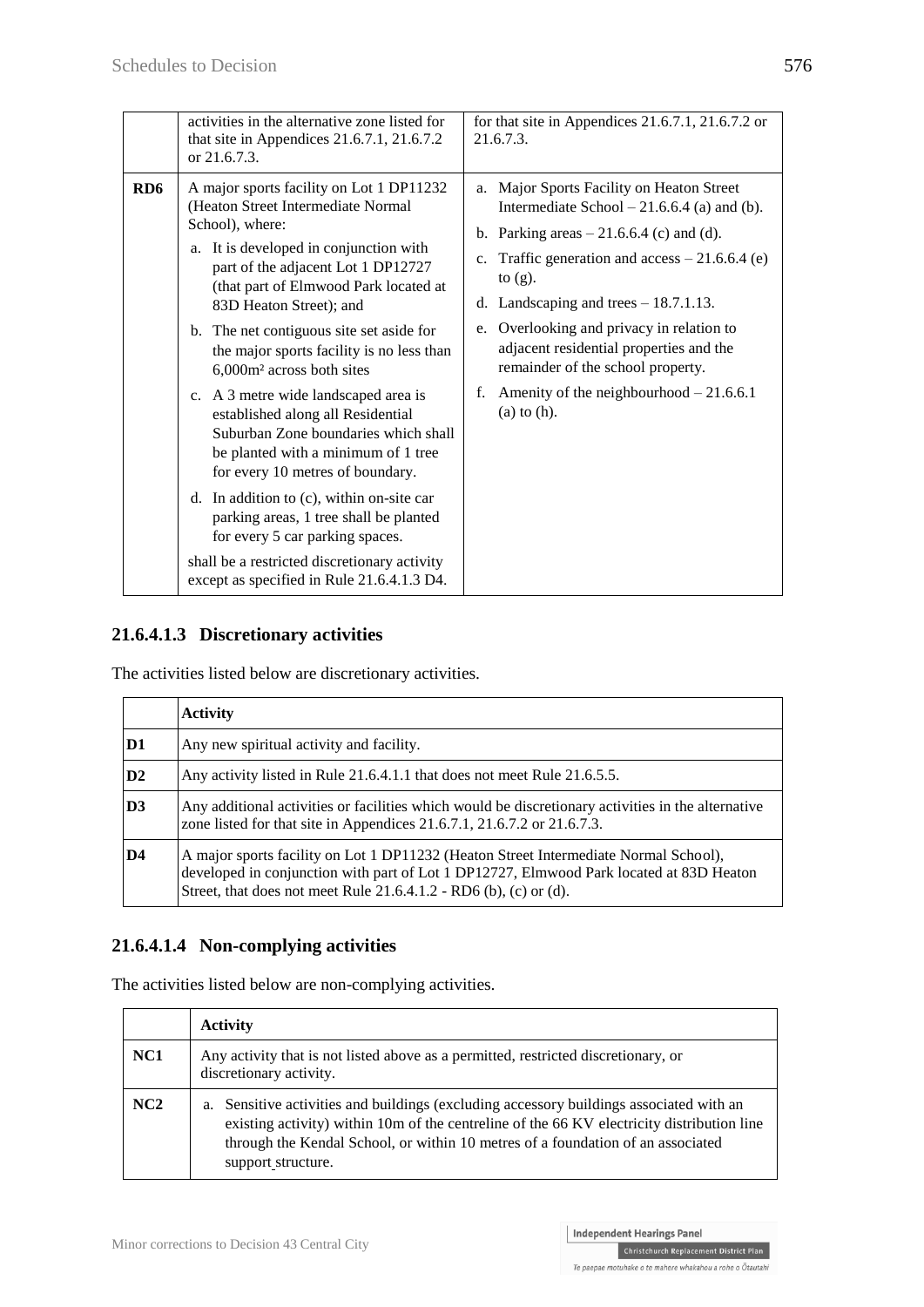| | | |
|---|---|---|
| | activities in the alternative zone listed for that site in Appendices 21.6.7.1, 21.6.7.2 or 21.6.7.3. | for that site in Appendices 21.6.7.1, 21.6.7.2 or 21.6.7.3. |
| **RD6** | A major sports facility on Lot 1 DP11232 (Heaton Street Intermediate Normal School), where:<br>a. It is developed in conjunction with part of the adjacent Lot 1 DP12727 (that part of Elmwood Park located at 83D Heaton Street); and<br>b. The net contiguous site set aside for the major sports facility is no less than 6,000m² across both sites<br>c. A 3 metre wide landscaped area is established along all Residential Suburban Zone boundaries which shall be planted with a minimum of 1 tree for every 10 metres of boundary.<br>d. In addition to (c), within on-site car parking areas, 1 tree shall be planted for every 5 car parking spaces.<br>shall be a restricted discretionary activity except as specified in Rule 21.6.4.1.3 D4. | a. Major Sports Facility on Heaton Street Intermediate School – 21.6.6.4 (a) and (b).<br>b. Parking areas – 21.6.6.4 (c) and (d).<br>c. Traffic generation and access – 21.6.6.4 (e) to (g).<br>d. Landscaping and trees – 18.7.1.13.<br>e. Overlooking and privacy in relation to adjacent residential properties and the remainder of the school property.<br>f. Amenity of the neighbourhood – 21.6.6.1 (a) to (h). |

### 21.6.4.1.3 Discretionary activities

The activities listed below are discretionary activities.

| | Activity |
|---|---|
| **D1** | Any new spiritual activity and facility. |
| **D2** | Any activity listed in Rule 21.6.4.1.1 that does not meet Rule 21.6.5.5. |
| **D3** | Any additional activities or facilities which would be discretionary activities in the alternative zone listed for that site in Appendices 21.6.7.1, 21.6.7.2 or 21.6.7.3. |
| **D4** | A major sports facility on Lot 1 DP11232 (Heaton Street Intermediate Normal School), developed in conjunction with part of Lot 1 DP12727, Elmwood Park located at 83D Heaton Street, that does not meet Rule 21.6.4.1.2 - RD6 (b), (c) or (d). |

### 21.6.4.1.4 Non-complying activities

The activities listed below are non-complying activities.

| | Activity |
|---|---|
| **NC1** | Any activity that is not listed above as a permitted, restricted discretionary, or discretionary activity. |
| **NC2** | a. Sensitive activities and buildings (excluding accessory buildings associated with an existing activity) within 10m of the centreline of the 66 KV electricity distribution line through the Kendal School, or within 10 metres of a foundation of an associated support structure. |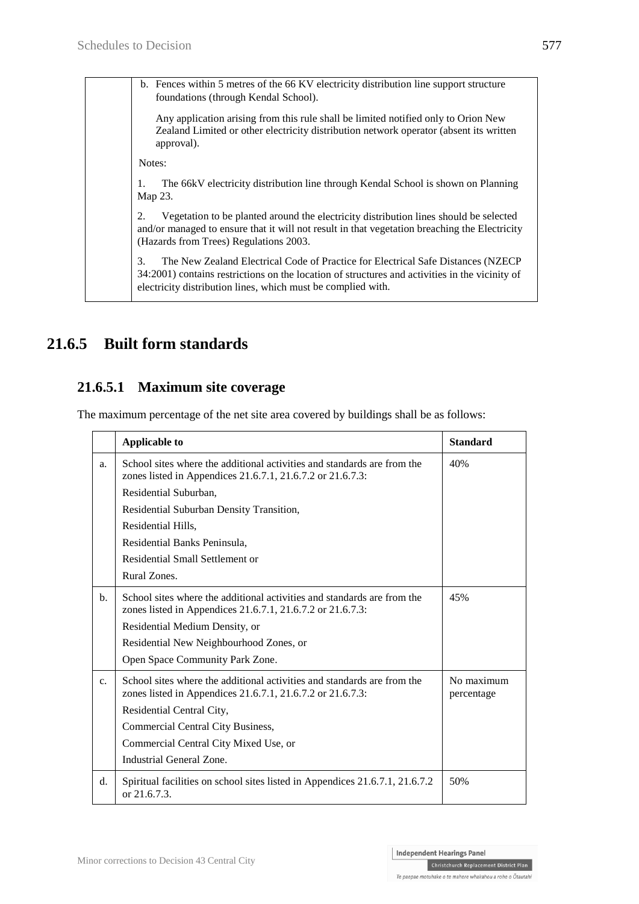| | b. Fences within 5 metres of the 66 KV electricity distribution line support structure foundations (through Kendal School).<br><br>Any application arising from this rule shall be limited notified only to Orion New Zealand Limited or other electricity distribution network operator (absent its written approval).<br><br>Notes:<br><br>1. The 66kV electricity distribution line through Kendal School is shown on Planning Map 23.<br><br>2. Vegetation to be planted around the electricity distribution lines should be selected and/or managed to ensure that it will not result in that vegetation breaching the Electricity (Hazards from Trees) Regulations 2003.<br><br>3. The New Zealand Electrical Code of Practice for Electrical Safe Distances (NZECP 34:2001) contains restrictions on the location of structures and activities in the vicinity of electricity distribution lines, which must be complied with. |
|---|---|

## 21.6.5 Built form standards

### 21.6.5.1 Maximum site coverage

The maximum percentage of the net site area covered by buildings shall be as follows:

| | Applicable to | Standard |
|---|---|---|
| a. | School sites where the additional activities and standards are from the zones listed in Appendices 21.6.7.1, 21.6.7.2 or 21.6.7.3:<br>Residential Suburban,<br>Residential Suburban Density Transition,<br>Residential Hills,<br>Residential Banks Peninsula,<br>Residential Small Settlement or<br>Rural Zones. | 40% |
| b. | School sites where the additional activities and standards are from the zones listed in Appendices 21.6.7.1, 21.6.7.2 or 21.6.7.3:<br>Residential Medium Density, or<br>Residential New Neighbourhood Zones, or<br>Open Space Community Park Zone. | 45% |
| c. | School sites where the additional activities and standards are from the zones listed in Appendices 21.6.7.1, 21.6.7.2 or 21.6.7.3:<br>Residential Central City,<br>Commercial Central City Business,<br>Commercial Central City Mixed Use, or<br>Industrial General Zone. | No maximum percentage |
| d. | Spiritual facilities on school sites listed in Appendices 21.6.7.1, 21.6.7.2 or 21.6.7.3. | 50% |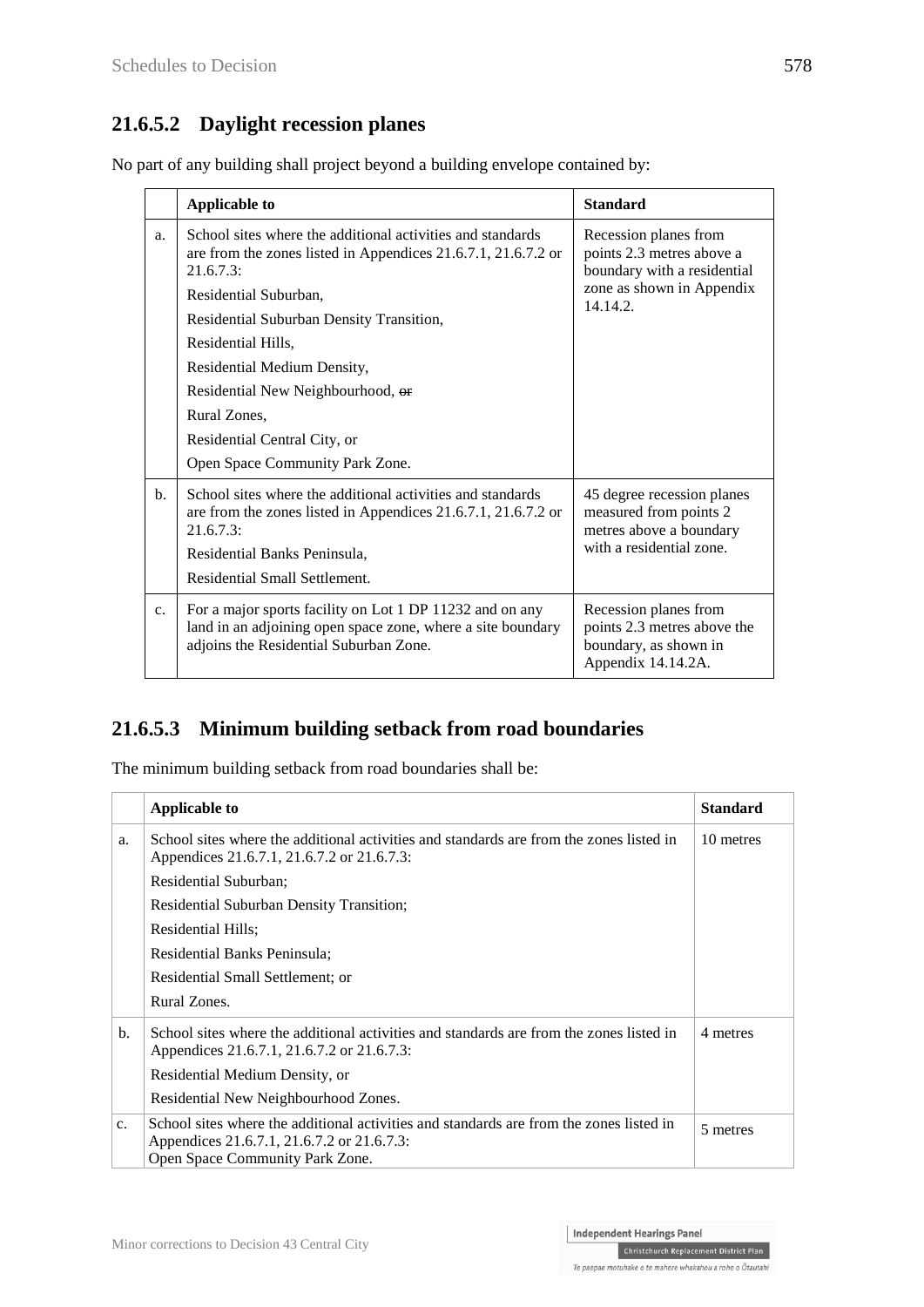### 21.6.5.2 Daylight recession planes

No part of any building shall project beyond a building envelope contained by:

| | Applicable to | Standard |
|---|---|---|
| a. | School sites where the additional activities and standards are from the zones listed in Appendices 21.6.7.1, 21.6.7.2 or 21.6.7.3:<br>Residential Suburban,<br>Residential Suburban Density Transition,<br>Residential Hills,<br>Residential Medium Density,<br>Residential New Neighbourhood, ~~or~~<br>Rural Zones,<br>Residential Central City, or<br>Open Space Community Park Zone. | Recession planes from points 2.3 metres above a boundary with a residential zone as shown in Appendix 14.14.2. |
| b. | School sites where the additional activities and standards are from the zones listed in Appendices 21.6.7.1, 21.6.7.2 or 21.6.7.3:<br>Residential Banks Peninsula,<br>Residential Small Settlement. | 45 degree recession planes measured from points 2 metres above a boundary with a residential zone. |
| c. | For a major sports facility on Lot 1 DP 11232 and on any land in an adjoining open space zone, where a site boundary adjoins the Residential Suburban Zone. | Recession planes from points 2.3 metres above the boundary, as shown in Appendix 14.14.2A. |

### 21.6.5.3 Minimum building setback from road boundaries

The minimum building setback from road boundaries shall be:

| | Applicable to | Standard |
|---|---|---|
| a. | School sites where the additional activities and standards are from the zones listed in Appendices 21.6.7.1, 21.6.7.2 or 21.6.7.3:<br>Residential Suburban;<br>Residential Suburban Density Transition;<br>Residential Hills;<br>Residential Banks Peninsula;<br>Residential Small Settlement; or<br>Rural Zones. | 10 metres |
| b. | School sites where the additional activities and standards are from the zones listed in Appendices 21.6.7.1, 21.6.7.2 or 21.6.7.3:<br>Residential Medium Density, or<br>Residential New Neighbourhood Zones. | 4 metres |
| c. | School sites where the additional activities and standards are from the zones listed in Appendices 21.6.7.1, 21.6.7.2 or 21.6.7.3:<br>Open Space Community Park Zone. | 5 metres |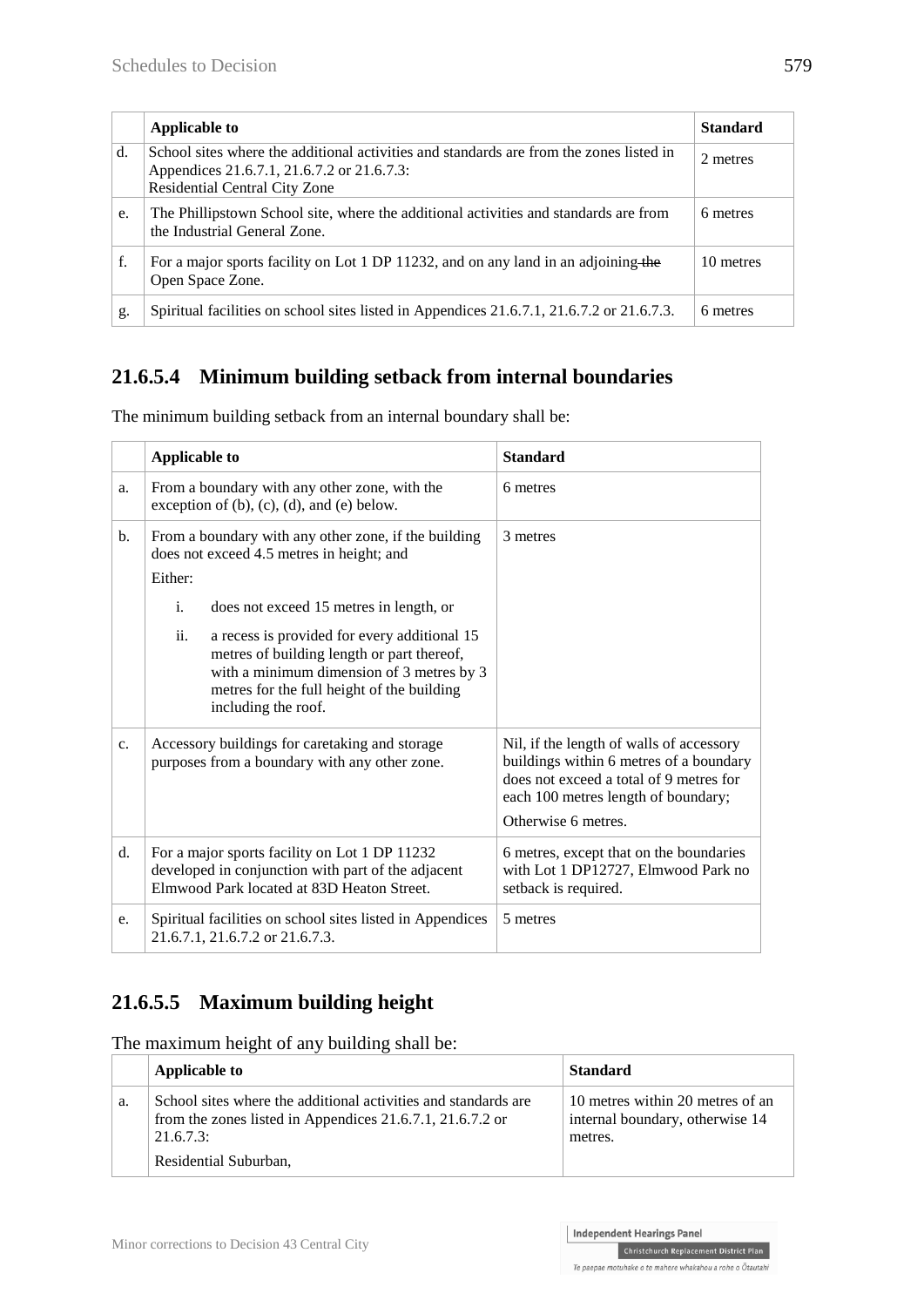| | Applicable to | Standard |
|---|---|---|
| d. | School sites where the additional activities and standards are from the zones listed in Appendices 21.6.7.1, 21.6.7.2 or 21.6.7.3:<br>Residential Central City Zone | 2 metres |
| e. | The Phillipstown School site, where the additional activities and standards are from the Industrial General Zone. | 6 metres |
| f. | For a major sports facility on Lot 1 DP 11232, and on any land in an adjoining ~~the~~ Open Space Zone. | 10 metres |
| g. | Spiritual facilities on school sites listed in Appendices 21.6.7.1, 21.6.7.2 or 21.6.7.3. | 6 metres |

## 21.6.5.4 Minimum building setback from internal boundaries

The minimum building setback from an internal boundary shall be:

| | Applicable to | Standard |
|---|---|---|
| a. | From a boundary with any other zone, with the exception of (b), (c), (d), and (e) below. | 6 metres |
| b. | From a boundary with any other zone, if the building does not exceed 4.5 metres in height; and<br>Either:<br>i. does not exceed 15 metres in length, or<br>ii. a recess is provided for every additional 15 metres of building length or part thereof, with a minimum dimension of 3 metres by 3 metres for the full height of the building including the roof. | 3 metres |
| c. | Accessory buildings for caretaking and storage purposes from a boundary with any other zone. | Nil, if the length of walls of accessory buildings within 6 metres of a boundary does not exceed a total of 9 metres for each 100 metres length of boundary;<br>Otherwise 6 metres. |
| d. | For a major sports facility on Lot 1 DP 11232 developed in conjunction with part of the adjacent Elmwood Park located at 83D Heaton Street. | 6 metres, except that on the boundaries with Lot 1 DP12727, Elmwood Park no setback is required. |
| e. | Spiritual facilities on school sites listed in Appendices 21.6.7.1, 21.6.7.2 or 21.6.7.3. | 5 metres |

## 21.6.5.5 Maximum building height

The maximum height of any building shall be:

| | Applicable to | Standard |
|---|---|---|
| a. | School sites where the additional activities and standards are from the zones listed in Appendices 21.6.7.1, 21.6.7.2 or 21.6.7.3:<br>Residential Suburban, | 10 metres within 20 metres of an internal boundary, otherwise 14 metres. |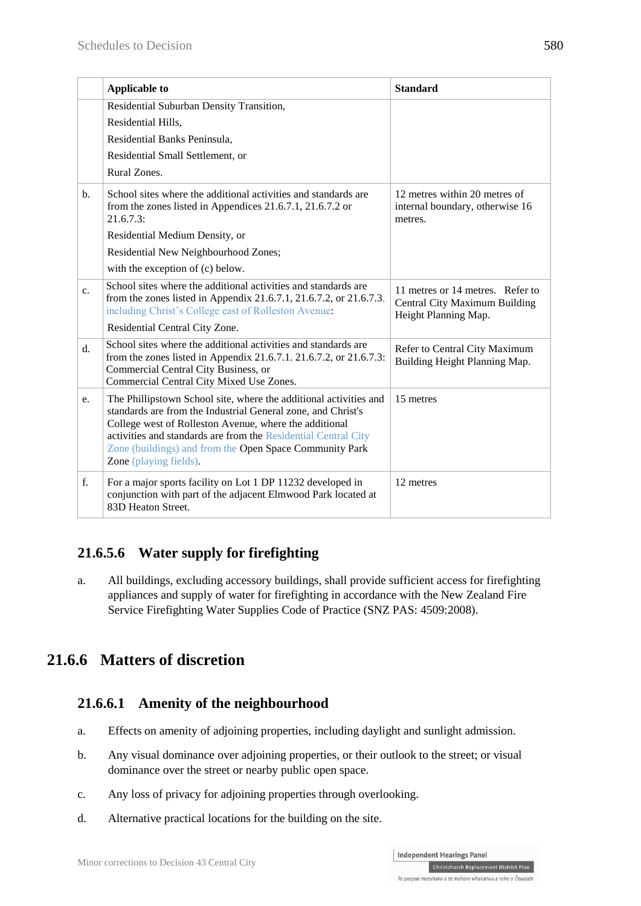| | Applicable to | Standard |
|---|---|---|
| | Residential Suburban Density Transition,<br>Residential Hills,<br>Residential Banks Peninsula,<br>Residential Small Settlement, or<br>Rural Zones. | |
| b. | School sites where the additional activities and standards are from the zones listed in Appendices 21.6.7.1, 21.6.7.2 or 21.6.7.3:<br>Residential Medium Density, or<br>Residential New Neighbourhood Zones;<br>with the exception of (c) below. | 12 metres within 20 metres of internal boundary, otherwise 16 metres. |
| c. | School sites where the additional activities and standards are from the zones listed in Appendix 21.6.7.1, 21.6.7.2, or 21.6.7.3, including Christ's College east of Rolleston Avenue:<br>Residential Central City Zone. | 11 metres or 14 metres. Refer to Central City Maximum Building Height Planning Map. |
| d. | School sites where the additional activities and standards are from the zones listed in Appendix 21.6.7.1. 21.6.7.2, or 21.6.7.3:<br>Commercial Central City Business, or<br>Commercial Central City Mixed Use Zones. | Refer to Central City Maximum Building Height Planning Map. |
| e. | The Phillipstown School site, where the additional activities and standards are from the Industrial General zone, and Christ's College west of Rolleston Avenue, where the additional activities and standards are from the Residential Central City Zone (buildings) and from the Open Space Community Park Zone (playing fields). | 15 metres |
| f. | For a major sports facility on Lot 1 DP 11232 developed in conjunction with part of the adjacent Elmwood Park located at 83D Heaton Street. | 12 metres |

### 21.6.5.6 Water supply for firefighting

a. All buildings, excluding accessory buildings, shall provide sufficient access for firefighting appliances and supply of water for firefighting in accordance with the New Zealand Fire Service Firefighting Water Supplies Code of Practice (SNZ PAS: 4509:2008).

## 21.6.6 Matters of discretion

### 21.6.6.1 Amenity of the neighbourhood

a. Effects on amenity of adjoining properties, including daylight and sunlight admission.

b. Any visual dominance over adjoining properties, or their outlook to the street; or visual dominance over the street or nearby public open space.

c. Any loss of privacy for adjoining properties through overlooking.

d. Alternative practical locations for the building on the site.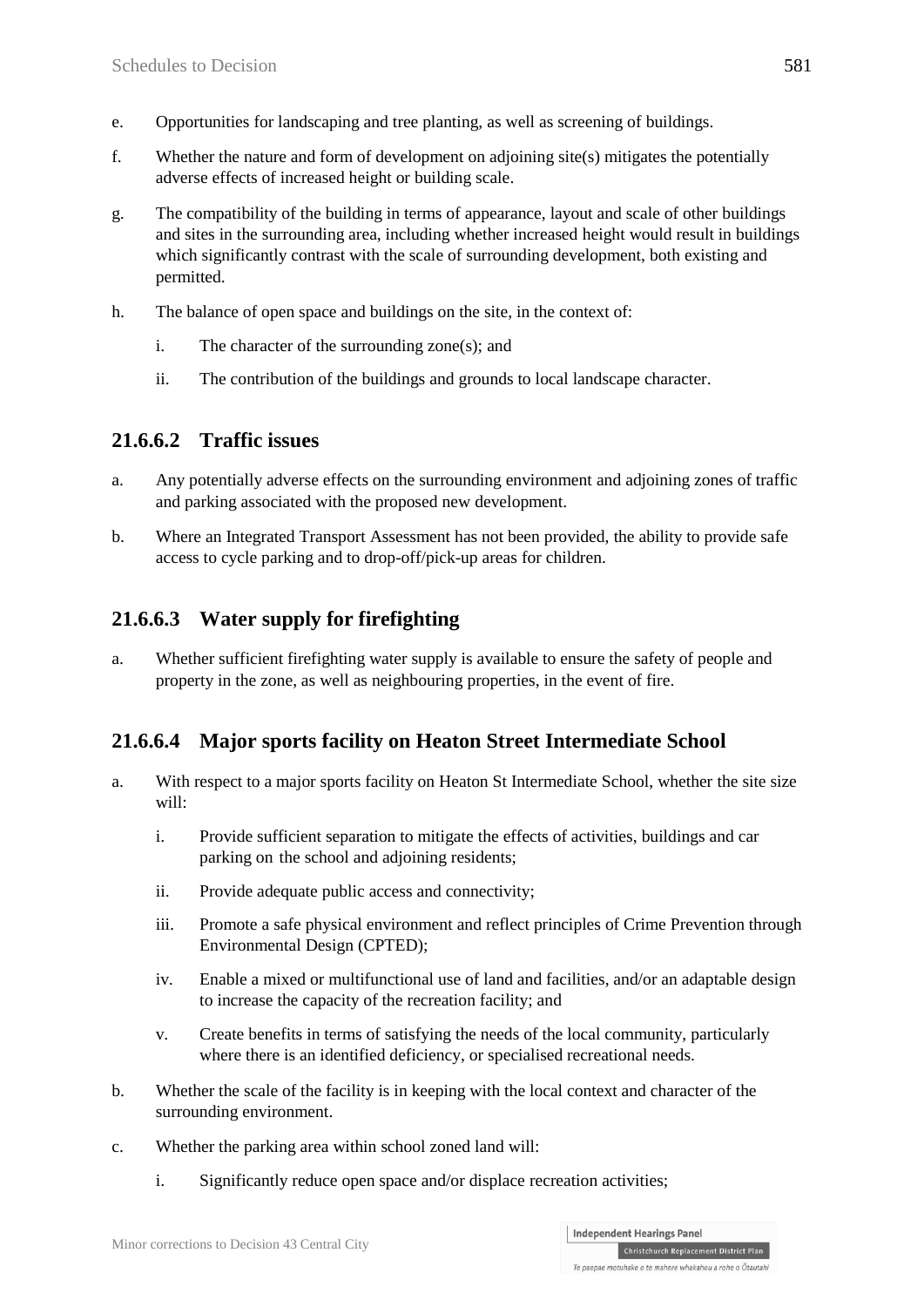e. Opportunities for landscaping and tree planting, as well as screening of buildings.

f. Whether the nature and form of development on adjoining site(s) mitigates the potentially adverse effects of increased height or building scale.

g. The compatibility of the building in terms of appearance, layout and scale of other buildings and sites in the surrounding area, including whether increased height would result in buildings which significantly contrast with the scale of surrounding development, both existing and permitted.

h. The balance of open space and buildings on the site, in the context of:

    i. The character of the surrounding zone(s); and

    ii. The contribution of the buildings and grounds to local landscape character.

## 21.6.6.2 Traffic issues

a. Any potentially adverse effects on the surrounding environment and adjoining zones of traffic and parking associated with the proposed new development.

b. Where an Integrated Transport Assessment has not been provided, the ability to provide safe access to cycle parking and to drop-off/pick-up areas for children.

## 21.6.6.3 Water supply for firefighting

a. Whether sufficient firefighting water supply is available to ensure the safety of people and property in the zone, as well as neighbouring properties, in the event of fire.

## 21.6.6.4 Major sports facility on Heaton Street Intermediate School

a. With respect to a major sports facility on Heaton St Intermediate School, whether the site size will:

    i. Provide sufficient separation to mitigate the effects of activities, buildings and car parking on the school and adjoining residents;

    ii. Provide adequate public access and connectivity;

    iii. Promote a safe physical environment and reflect principles of Crime Prevention through Environmental Design (CPTED);

    iv. Enable a mixed or multifunctional use of land and facilities, and/or an adaptable design to increase the capacity of the recreation facility; and

    v. Create benefits in terms of satisfying the needs of the local community, particularly where there is an identified deficiency, or specialised recreational needs.

b. Whether the scale of the facility is in keeping with the local context and character of the surrounding environment.

c. Whether the parking area within school zoned land will:

    i. Significantly reduce open space and/or displace recreation activities;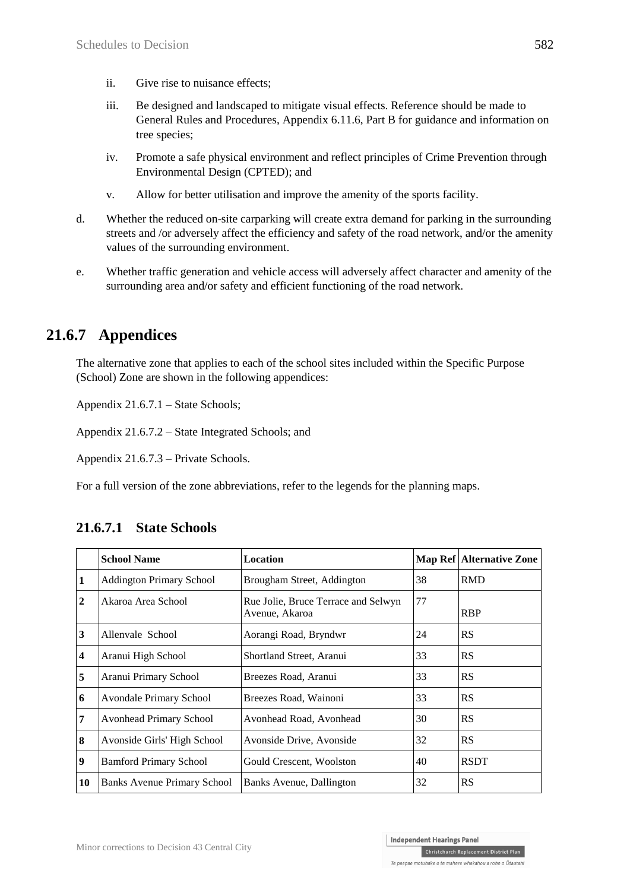ii. Give rise to nuisance effects;

iii. Be designed and landscaped to mitigate visual effects. Reference should be made to General Rules and Procedures, Appendix 6.11.6, Part B for guidance and information on tree species;

iv. Promote a safe physical environment and reflect principles of Crime Prevention through Environmental Design (CPTED); and

v. Allow for better utilisation and improve the amenity of the sports facility.

d. Whether the reduced on-site carparking will create extra demand for parking in the surrounding streets and /or adversely affect the efficiency and safety of the road network, and/or the amenity values of the surrounding environment.

e. Whether traffic generation and vehicle access will adversely affect character and amenity of the surrounding area and/or safety and efficient functioning of the road network.

## 21.6.7 Appendices

The alternative zone that applies to each of the school sites included within the Specific Purpose (School) Zone are shown in the following appendices:

Appendix 21.6.7.1 – State Schools;

Appendix 21.6.7.2 – State Integrated Schools; and

Appendix 21.6.7.3 – Private Schools.

For a full version of the zone abbreviations, refer to the legends for the planning maps.

### 21.6.7.1 State Schools

| | School Name | Location | Map Ref | Alternative Zone |
|---|---|---|---|---|
| 1 | Addington Primary School | Brougham Street, Addington | 38 | RMD |
| 2 | Akaroa Area School | Rue Jolie, Bruce Terrace and Selwyn Avenue, Akaroa | 77 | RBP |
| 3 | Allenvale School | Aorangi Road, Bryndwr | 24 | RS |
| 4 | Aranui High School | Shortland Street, Aranui | 33 | RS |
| 5 | Aranui Primary School | Breezes Road, Aranui | 33 | RS |
| 6 | Avondale Primary School | Breezes Road, Wainoni | 33 | RS |
| 7 | Avonhead Primary School | Avonhead Road, Avonhead | 30 | RS |
| 8 | Avonside Girls' High School | Avonside Drive, Avonside | 32 | RS |
| 9 | Bamford Primary School | Gould Crescent, Woolston | 40 | RSDT |
| 10 | Banks Avenue Primary School | Banks Avenue, Dallington | 32 | RS |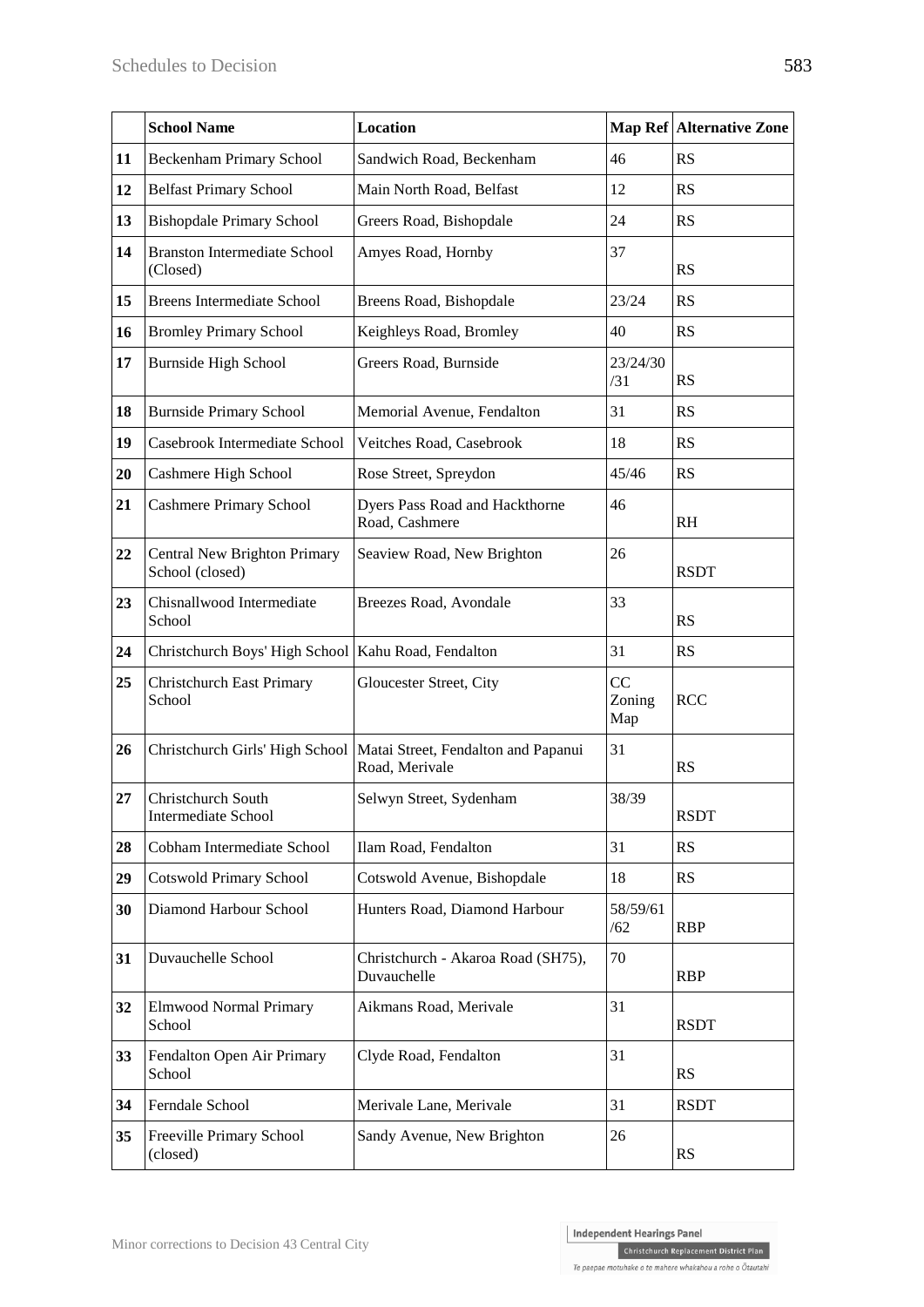|  | School Name | Location | Map Ref | Alternative Zone |
|---|---|---|---|---|
| 11 | Beckenham Primary School | Sandwich Road, Beckenham | 46 | RS |
| 12 | Belfast Primary School | Main North Road, Belfast | 12 | RS |
| 13 | Bishopdale Primary School | Greers Road, Bishopdale | 24 | RS |
| 14 | Branston Intermediate School (Closed) | Amyes Road, Hornby | 37 | RS |
| 15 | Breens Intermediate School | Breens Road, Bishopdale | 23/24 | RS |
| 16 | Bromley Primary School | Keighleys Road, Bromley | 40 | RS |
| 17 | Burnside High School | Greers Road, Burnside | 23/24/30/31 | RS |
| 18 | Burnside Primary School | Memorial Avenue, Fendalton | 31 | RS |
| 19 | Casebrook Intermediate School | Veitches Road, Casebrook | 18 | RS |
| 20 | Cashmere High School | Rose Street, Spreydon | 45/46 | RS |
| 21 | Cashmere Primary School | Dyers Pass Road and Hackthorne Road, Cashmere | 46 | RH |
| 22 | Central New Brighton Primary School (closed) | Seaview Road, New Brighton | 26 | RSDT |
| 23 | Chisnallwood Intermediate School | Breezes Road, Avondale | 33 | RS |
| 24 | Christchurch Boys' High School | Kahu Road, Fendalton | 31 | RS |
| 25 | Christchurch East Primary School | Gloucester Street, City | CC Zoning Map | RCC |
| 26 | Christchurch Girls' High School | Matai Street, Fendalton and Papanui Road, Merivale | 31 | RS |
| 27 | Christchurch South Intermediate School | Selwyn Street, Sydenham | 38/39 | RSDT |
| 28 | Cobham Intermediate School | Ilam Road, Fendalton | 31 | RS |
| 29 | Cotswold Primary School | Cotswold Avenue, Bishopdale | 18 | RS |
| 30 | Diamond Harbour School | Hunters Road, Diamond Harbour | 58/59/61/62 | RBP |
| 31 | Duvauchelle School | Christchurch - Akaroa Road (SH75), Duvauchelle | 70 | RBP |
| 32 | Elmwood Normal Primary School | Aikmans Road, Merivale | 31 | RSDT |
| 33 | Fendalton Open Air Primary School | Clyde Road, Fendalton | 31 | RS |
| 34 | Ferndale School | Merivale Lane, Merivale | 31 | RSDT |
| 35 | Freeville Primary School (closed) | Sandy Avenue, New Brighton | 26 | RS |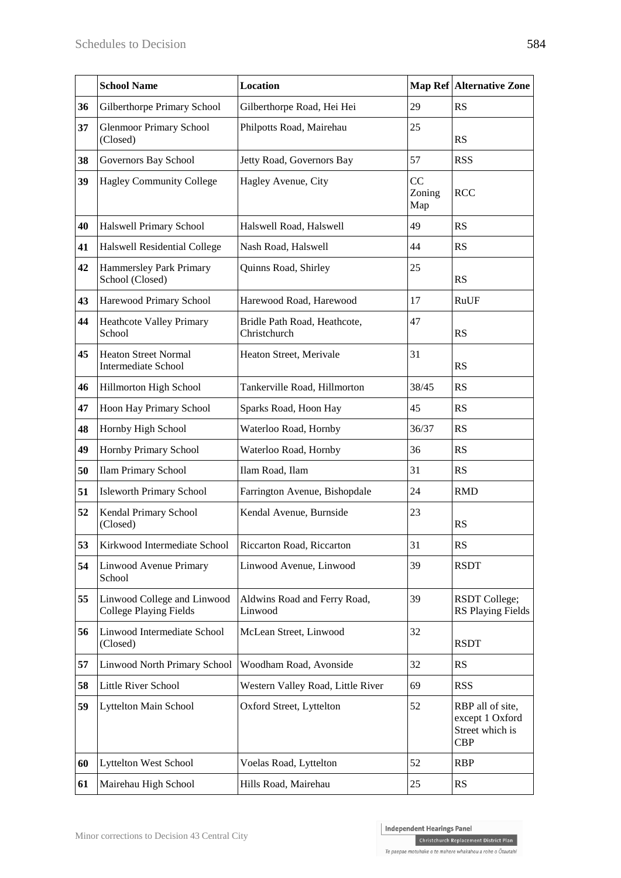| | School Name | Location | Map Ref | Alternative Zone |
|---|---|---|---|---|
| 36 | Gilberthorpe Primary School | Gilberthorpe Road, Hei Hei | 29 | RS |
| 37 | Glenmoor Primary School (Closed) | Philpotts Road, Mairehau | 25 | RS |
| 38 | Governors Bay School | Jetty Road, Governors Bay | 57 | RSS |
| 39 | Hagley Community College | Hagley Avenue, City | CC Zoning Map | RCC |
| 40 | Halswell Primary School | Halswell Road, Halswell | 49 | RS |
| 41 | Halswell Residential College | Nash Road, Halswell | 44 | RS |
| 42 | Hammersley Park Primary School (Closed) | Quinns Road, Shirley | 25 | RS |
| 43 | Harewood Primary School | Harewood Road, Harewood | 17 | RuUF |
| 44 | Heathcote Valley Primary School | Bridle Path Road, Heathcote, Christchurch | 47 | RS |
| 45 | Heaton Street Normal Intermediate School | Heaton Street, Merivale | 31 | RS |
| 46 | Hillmorton High School | Tankerville Road, Hillmorton | 38/45 | RS |
| 47 | Hoon Hay Primary School | Sparks Road, Hoon Hay | 45 | RS |
| 48 | Hornby High School | Waterloo Road, Hornby | 36/37 | RS |
| 49 | Hornby Primary School | Waterloo Road, Hornby | 36 | RS |
| 50 | Ilam Primary School | Ilam Road, Ilam | 31 | RS |
| 51 | Isleworth Primary School | Farrington Avenue, Bishopdale | 24 | RMD |
| 52 | Kendal Primary School (Closed) | Kendal Avenue, Burnside | 23 | RS |
| 53 | Kirkwood Intermediate School | Riccarton Road, Riccarton | 31 | RS |
| 54 | Linwood Avenue Primary School | Linwood Avenue, Linwood | 39 | RSDT |
| 55 | Linwood College and Linwood College Playing Fields | Aldwins Road and Ferry Road, Linwood | 39 | RSDT College; RS Playing Fields |
| 56 | Linwood Intermediate School (Closed) | McLean Street, Linwood | 32 | RSDT |
| 57 | Linwood North Primary School | Woodham Road, Avonside | 32 | RS |
| 58 | Little River School | Western Valley Road, Little River | 69 | RSS |
| 59 | Lyttelton Main School | Oxford Street, Lyttelton | 52 | RBP all of site, except 1 Oxford Street which is CBP |
| 60 | Lyttelton West School | Voelas Road, Lyttelton | 52 | RBP |
| 61 | Mairehau High School | Hills Road, Mairehau | 25 | RS |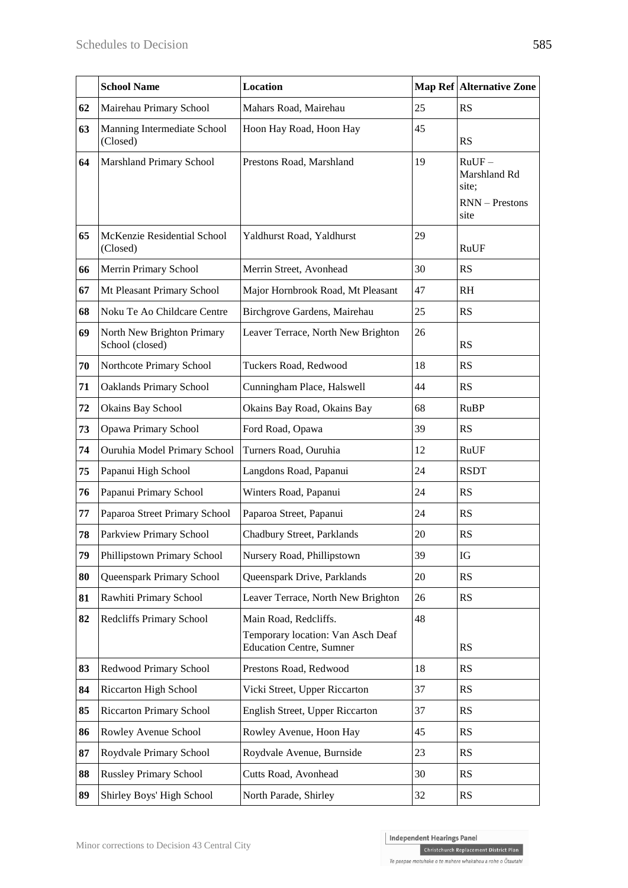| | School Name | Location | Map Ref | Alternative Zone |
|---|---|---|---|---|
| **62** | Mairehau Primary School | Mahars Road, Mairehau | 25 | RS |
| **63** | Manning Intermediate School (Closed) | Hoon Hay Road, Hoon Hay | 45 | RS |
| **64** | Marshland Primary School | Prestons Road, Marshland | 19 | RuUF – Marshland Rd site;<br>RNN – Prestons site |
| **65** | McKenzie Residential School (Closed) | Yaldhurst Road, Yaldhurst | 29 | RuUF |
| **66** | Merrin Primary School | Merrin Street, Avonhead | 30 | RS |
| **67** | Mt Pleasant Primary School | Major Hornbrook Road, Mt Pleasant | 47 | RH |
| **68** | Noku Te Ao Childcare Centre | Birchgrove Gardens, Mairehau | 25 | RS |
| **69** | North New Brighton Primary School (closed) | Leaver Terrace, North New Brighton | 26 | RS |
| **70** | Northcote Primary School | Tuckers Road, Redwood | 18 | RS |
| **71** | Oaklands Primary School | Cunningham Place, Halswell | 44 | RS |
| **72** | Okains Bay School | Okains Bay Road, Okains Bay | 68 | RuBP |
| **73** | Opawa Primary School | Ford Road, Opawa | 39 | RS |
| **74** | Ouruhia Model Primary School | Turners Road, Ouruhia | 12 | RuUF |
| **75** | Papanui High School | Langdons Road, Papanui | 24 | RSDT |
| **76** | Papanui Primary School | Winters Road, Papanui | 24 | RS |
| **77** | Paparoa Street Primary School | Paparoa Street, Papanui | 24 | RS |
| **78** | Parkview Primary School | Chadbury Street, Parklands | 20 | RS |
| **79** | Phillipstown Primary School | Nursery Road, Phillipstown | 39 | IG |
| **80** | Queenspark Primary School | Queenspark Drive, Parklands | 20 | RS |
| **81** | Rawhiti Primary School | Leaver Terrace, North New Brighton | 26 | RS |
| **82** | Redcliffs Primary School | Main Road, Redcliffs.<br>Temporary location: Van Asch Deaf Education Centre, Sumner | 48 | RS |
| **83** | Redwood Primary School | Prestons Road, Redwood | 18 | RS |
| **84** | Riccarton High School | Vicki Street, Upper Riccarton | 37 | RS |
| **85** | Riccarton Primary School | English Street, Upper Riccarton | 37 | RS |
| **86** | Rowley Avenue School | Rowley Avenue, Hoon Hay | 45 | RS |
| **87** | Roydvale Primary School | Roydvale Avenue, Burnside | 23 | RS |
| **88** | Russley Primary School | Cutts Road, Avonhead | 30 | RS |
| **89** | Shirley Boys' High School | North Parade, Shirley | 32 | RS |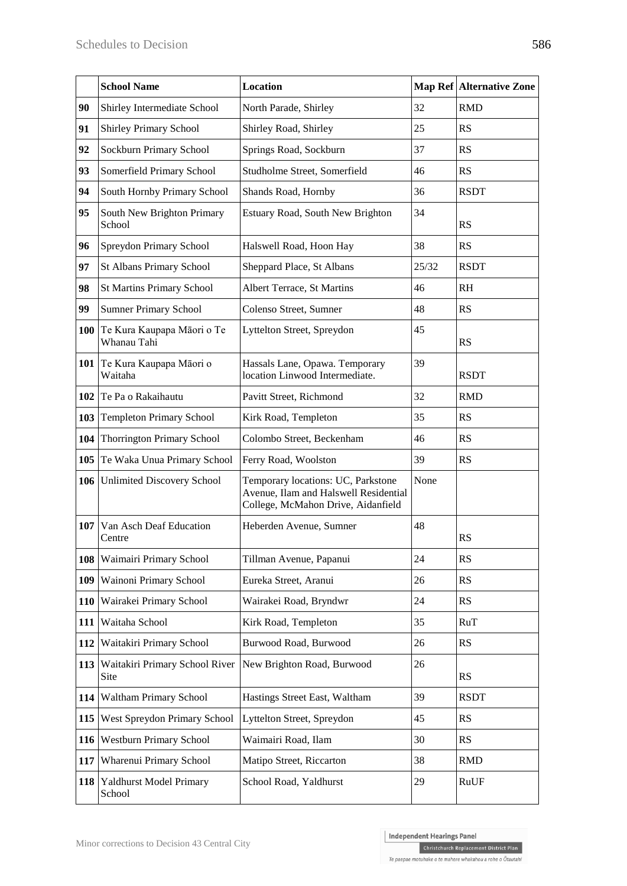| | School Name | Location | Map Ref | Alternative Zone |
|---|---|---|---|---|
| **90** | Shirley Intermediate School | North Parade, Shirley | 32 | RMD |
| **91** | Shirley Primary School | Shirley Road, Shirley | 25 | RS |
| **92** | Sockburn Primary School | Springs Road, Sockburn | 37 | RS |
| **93** | Somerfield Primary School | Studholme Street, Somerfield | 46 | RS |
| **94** | South Hornby Primary School | Shands Road, Hornby | 36 | RSDT |
| **95** | South New Brighton Primary School | Estuary Road, South New Brighton | 34 | RS |
| **96** | Spreydon Primary School | Halswell Road, Hoon Hay | 38 | RS |
| **97** | St Albans Primary School | Sheppard Place, St Albans | 25/32 | RSDT |
| **98** | St Martins Primary School | Albert Terrace, St Martins | 46 | RH |
| **99** | Sumner Primary School | Colenso Street, Sumner | 48 | RS |
| **100** | Te Kura Kaupapa Māori o Te Whanau Tahi | Lyttelton Street, Spreydon | 45 | RS |
| **101** | Te Kura Kaupapa Māori o Waitaha | Hassals Lane, Opawa. Temporary location Linwood Intermediate. | 39 | RSDT |
| **102** | Te Pa o Rakaihautu | Pavitt Street, Richmond | 32 | RMD |
| **103** | Templeton Primary School | Kirk Road, Templeton | 35 | RS |
| **104** | Thorrington Primary School | Colombo Street, Beckenham | 46 | RS |
| **105** | Te Waka Unua Primary School | Ferry Road, Woolston | 39 | RS |
| **106** | Unlimited Discovery School | Temporary locations: UC, Parkstone Avenue, Ilam and Halswell Residential College, McMahon Drive, Aidanfield | None | |
| **107** | Van Asch Deaf Education Centre | Heberden Avenue, Sumner | 48 | RS |
| **108** | Waimairi Primary School | Tillman Avenue, Papanui | 24 | RS |
| **109** | Wainoni Primary School | Eureka Street, Aranui | 26 | RS |
| **110** | Wairakei Primary School | Wairakei Road, Bryndwr | 24 | RS |
| **111** | Waitaha School | Kirk Road, Templeton | 35 | RuT |
| **112** | Waitakiri Primary School | Burwood Road, Burwood | 26 | RS |
| **113** | Waitakiri Primary School River Site | New Brighton Road, Burwood | 26 | RS |
| **114** | Waltham Primary School | Hastings Street East, Waltham | 39 | RSDT |
| **115** | West Spreydon Primary School | Lyttelton Street, Spreydon | 45 | RS |
| **116** | Westburn Primary School | Waimairi Road, Ilam | 30 | RS |
| **117** | Wharenui Primary School | Matipo Street, Riccarton | 38 | RMD |
| **118** | Yaldhurst Model Primary School | School Road, Yaldhurst | 29 | RuUF |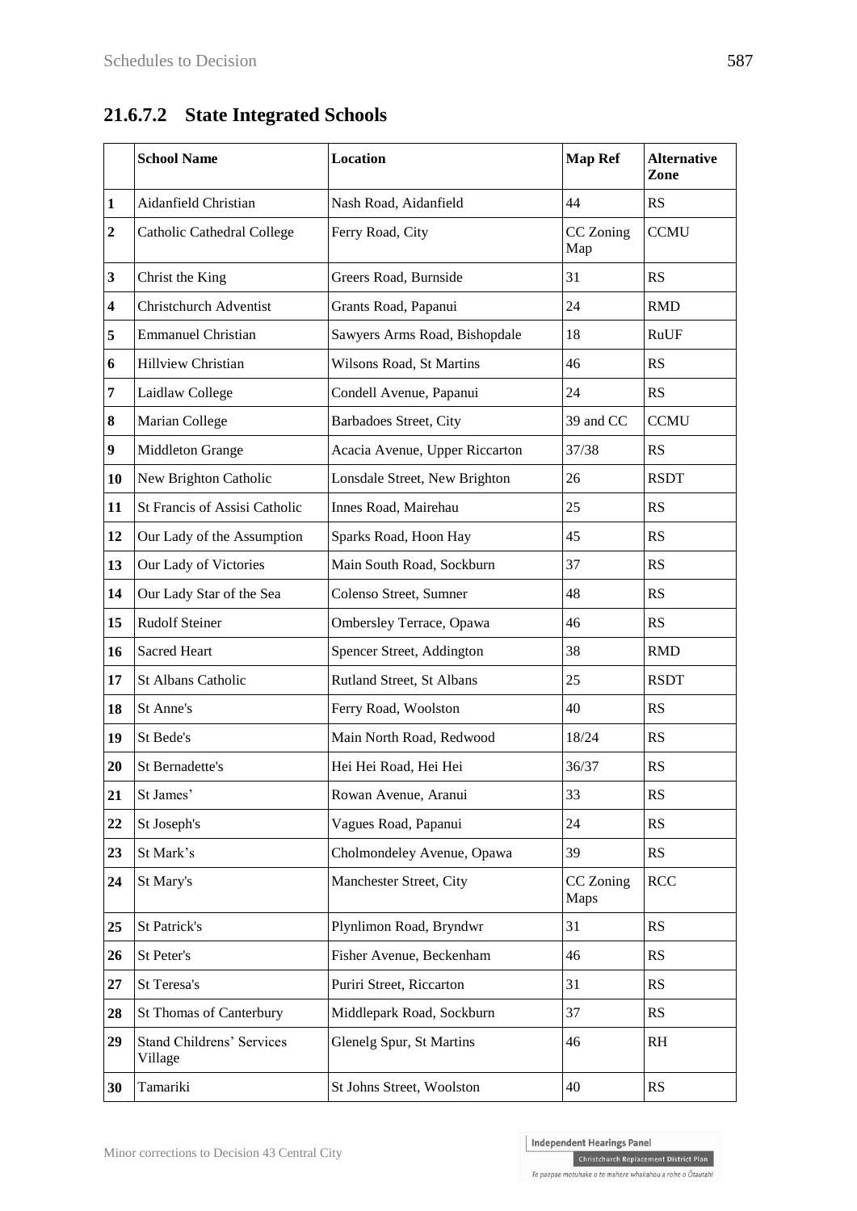## 21.6.7.2 State Integrated Schools

| | School Name | Location | Map Ref | Alternative Zone |
|---|---|---|---|---|
| 1 | Aidanfield Christian | Nash Road, Aidanfield | 44 | RS |
| 2 | Catholic Cathedral College | Ferry Road, City | CC Zoning Map | CCMU |
| 3 | Christ the King | Greers Road, Burnside | 31 | RS |
| 4 | Christchurch Adventist | Grants Road, Papanui | 24 | RMD |
| 5 | Emmanuel Christian | Sawyers Arms Road, Bishopdale | 18 | RuUF |
| 6 | Hillview Christian | Wilsons Road, St Martins | 46 | RS |
| 7 | Laidlaw College | Condell Avenue, Papanui | 24 | RS |
| 8 | Marian College | Barbadoes Street, City | 39 and CC | CCMU |
| 9 | Middleton Grange | Acacia Avenue, Upper Riccarton | 37/38 | RS |
| 10 | New Brighton Catholic | Lonsdale Street, New Brighton | 26 | RSDT |
| 11 | St Francis of Assisi Catholic | Innes Road, Mairehau | 25 | RS |
| 12 | Our Lady of the Assumption | Sparks Road, Hoon Hay | 45 | RS |
| 13 | Our Lady of Victories | Main South Road, Sockburn | 37 | RS |
| 14 | Our Lady Star of the Sea | Colenso Street, Sumner | 48 | RS |
| 15 | Rudolf Steiner | Ombersley Terrace, Opawa | 46 | RS |
| 16 | Sacred Heart | Spencer Street, Addington | 38 | RMD |
| 17 | St Albans Catholic | Rutland Street, St Albans | 25 | RSDT |
| 18 | St Anne's | Ferry Road, Woolston | 40 | RS |
| 19 | St Bede's | Main North Road, Redwood | 18/24 | RS |
| 20 | St Bernadette's | Hei Hei Road, Hei Hei | 36/37 | RS |
| 21 | St James' | Rowan Avenue, Aranui | 33 | RS |
| 22 | St Joseph's | Vagues Road, Papanui | 24 | RS |
| 23 | St Mark's | Cholmondeley Avenue, Opawa | 39 | RS |
| 24 | St Mary's | Manchester Street, City | CC Zoning Maps | RCC |
| 25 | St Patrick's | Plynlimon Road, Bryndwr | 31 | RS |
| 26 | St Peter's | Fisher Avenue, Beckenham | 46 | RS |
| 27 | St Teresa's | Puriri Street, Riccarton | 31 | RS |
| 28 | St Thomas of Canterbury | Middlepark Road, Sockburn | 37 | RS |
| 29 | Stand Childrens' Services Village | Glenelg Spur, St Martins | 46 | RH |
| 30 | Tamariki | St Johns Street, Woolston | 40 | RS |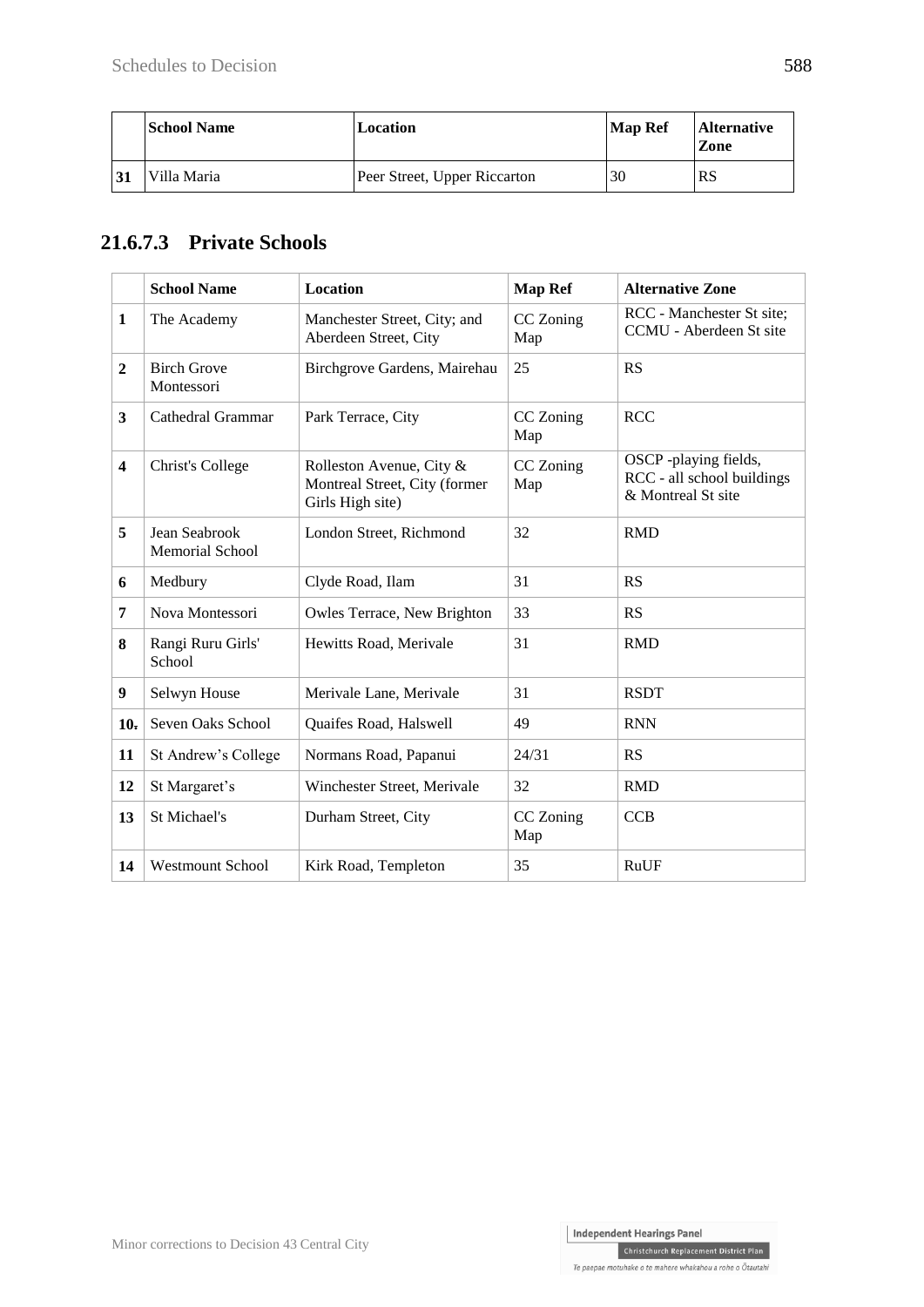| | School Name | Location | Map Ref | Alternative Zone |
|---|---|---|---|---|
| 31 | Villa Maria | Peer Street, Upper Riccarton | 30 | RS |

## 21.6.7.3 Private Schools

| | School Name | Location | Map Ref | Alternative Zone |
|---|---|---|---|---|
| 1 | The Academy | Manchester Street, City; and Aberdeen Street, City | CC Zoning Map | RCC - Manchester St site; CCMU - Aberdeen St site |
| 2 | Birch Grove Montessori | Birchgrove Gardens, Mairehau | 25 | RS |
| 3 | Cathedral Grammar | Park Terrace, City | CC Zoning Map | RCC |
| 4 | Christ's College | Rolleston Avenue, City & Montreal Street, City (former Girls High site) | CC Zoning Map | OSCP -playing fields, RCC - all school buildings & Montreal St site |
| 5 | Jean Seabrook Memorial School | London Street, Richmond | 32 | RMD |
| 6 | Medbury | Clyde Road, Ilam | 31 | RS |
| 7 | Nova Montessori | Owles Terrace, New Brighton | 33 | RS |
| 8 | Rangi Ruru Girls' School | Hewitts Road, Merivale | 31 | RMD |
| 9 | Selwyn House | Merivale Lane, Merivale | 31 | RSDT |
| 10. | Seven Oaks School | Quaifes Road, Halswell | 49 | RNN |
| 11 | St Andrew's College | Normans Road, Papanui | 24/31 | RS |
| 12 | St Margaret's | Winchester Street, Merivale | 32 | RMD |
| 13 | St Michael's | Durham Street, City | CC Zoning Map | CCB |
| 14 | Westmount School | Kirk Road, Templeton | 35 | RuUF |